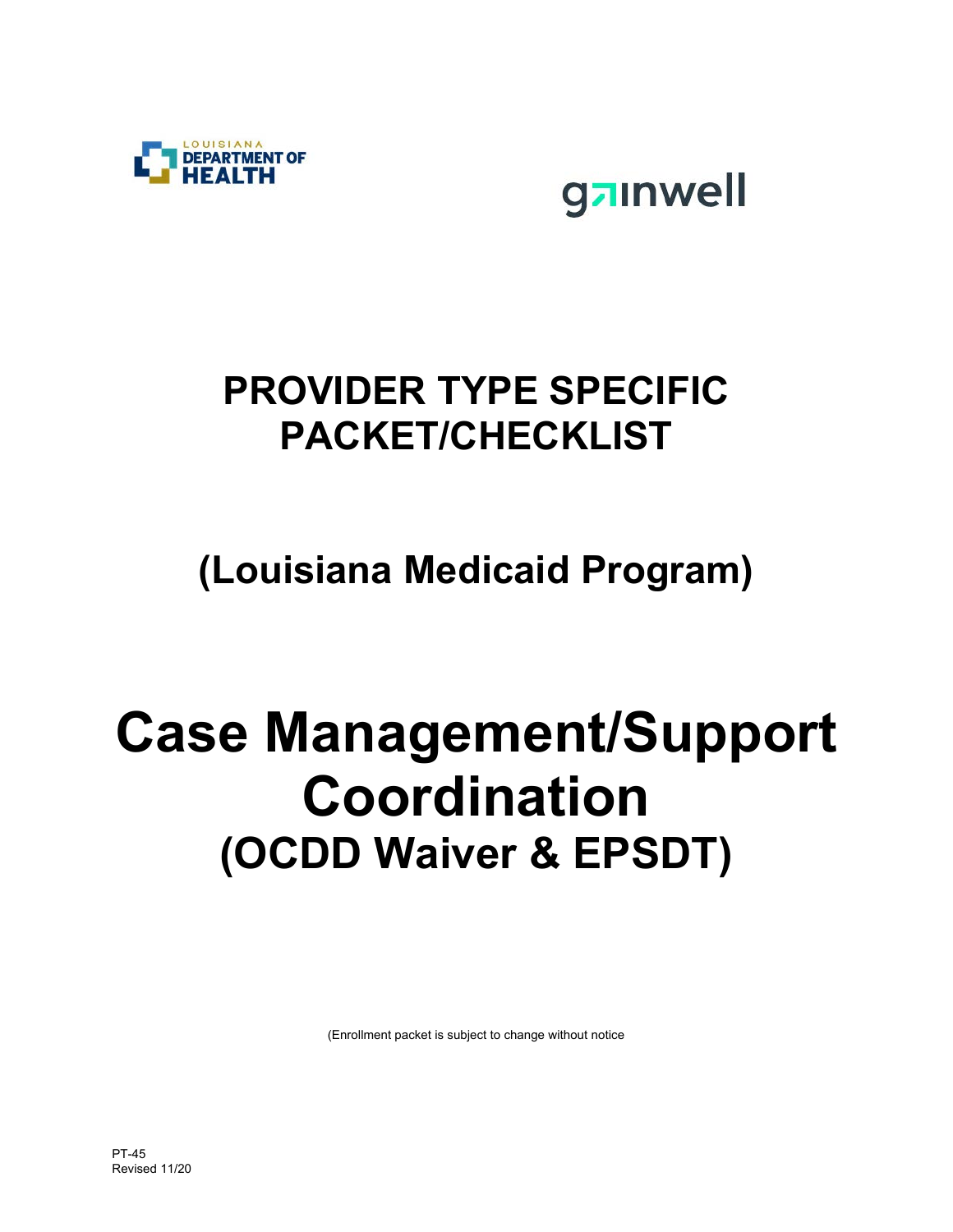LOUISIANA DEPARTMENT OF HEALTH

gainwell

# PROVIDER TYPE SPECIFIC PACKET/CHECKLIST

## (Louisiana Medicaid Program)

# Case Management/Support Coordination

## (OCDD Waiver & EPSDT)

(Enrollment packet is subject to change without notice

PT-45
Revised 11/20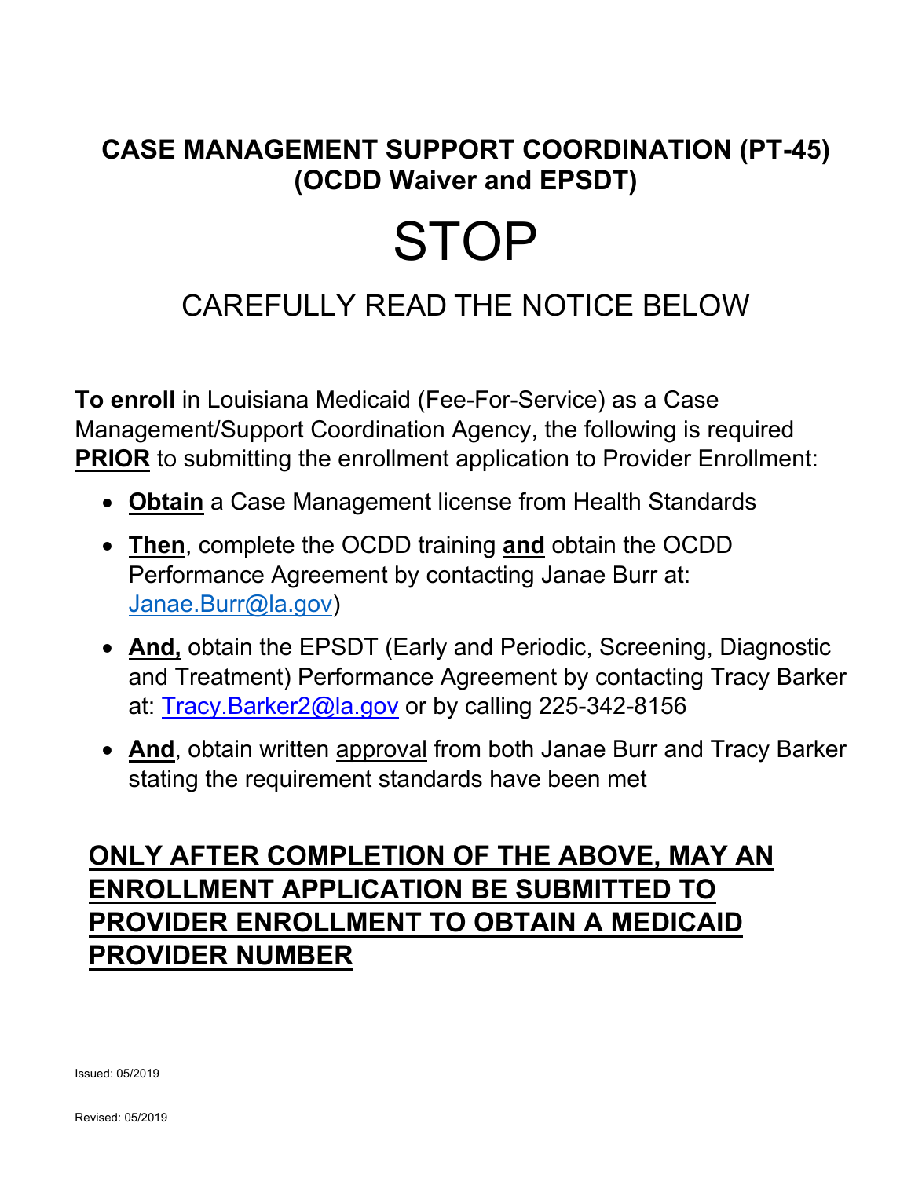# CASE MANAGEMENT SUPPORT COORDINATION (PT-45) (OCDD Waiver and EPSDT)

# STOP

## CAREFULLY READ THE NOTICE BELOW

**To enroll** in Louisiana Medicaid (Fee-For-Service) as a Case Management/Support Coordination Agency, the following is required **PRIOR** to submitting the enrollment application to Provider Enrollment:

- **Obtain** a Case Management license from Health Standards
- **Then**, complete the OCDD training **and** obtain the OCDD Performance Agreement by contacting Janae Burr at: Janae.Burr@la.gov)
- **And,** obtain the EPSDT (Early and Periodic, Screening, Diagnostic and Treatment) Performance Agreement by contacting Tracy Barker at: Tracy.Barker2@la.gov or by calling 225-342-8156
- **And**, obtain written approval from both Janae Burr and Tracy Barker stating the requirement standards have been met

**ONLY AFTER COMPLETION OF THE ABOVE, MAY AN ENROLLMENT APPLICATION BE SUBMITTED TO PROVIDER ENROLLMENT TO OBTAIN A MEDICAID PROVIDER NUMBER**

Issued: 05/2019

Revised: 05/2019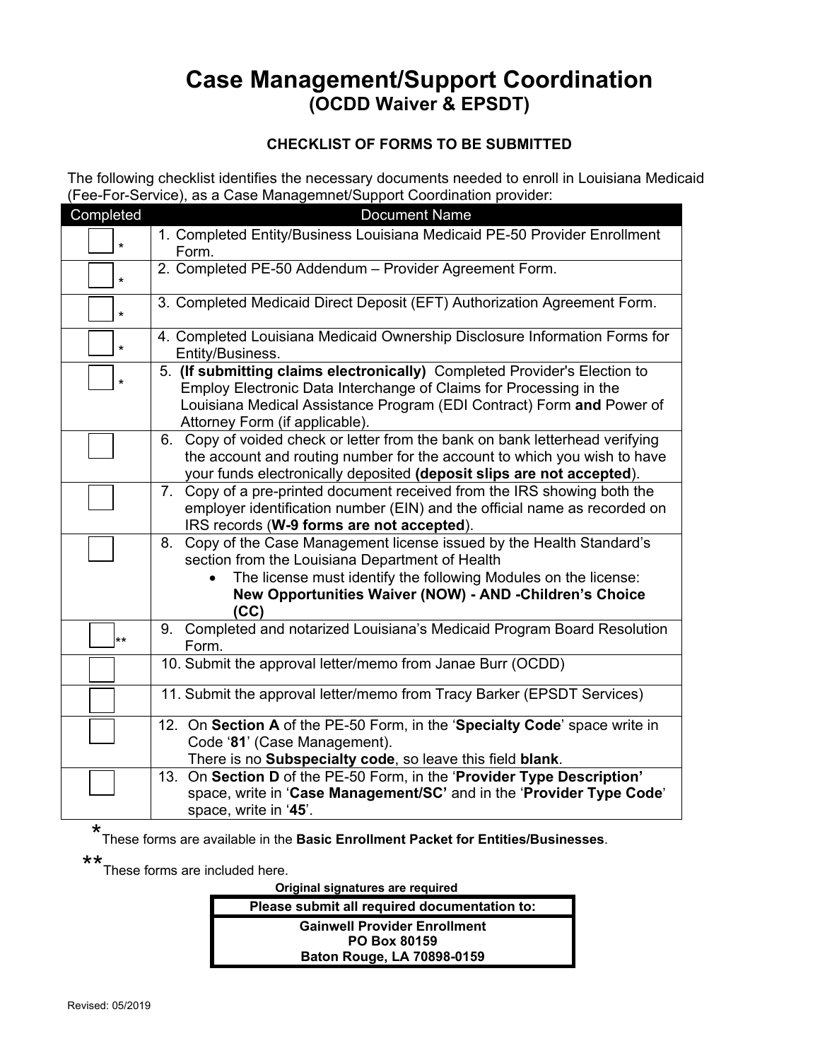# Case Management/Support Coordination
## (OCDD Waiver & EPSDT)

### CHECKLIST OF FORMS TO BE SUBMITTED

The following checklist identifies the necessary documents needed to enroll in Louisiana Medicaid (Fee-For-Service), as a Case Managemnet/Support Coordination provider:

| Completed | Document Name |
|---|---|
| ☐ * | 1. Completed Entity/Business Louisiana Medicaid PE-50 Provider Enrollment Form. |
| ☐ * | 2. Completed PE-50 Addendum – Provider Agreement Form. |
| ☐ * | 3. Completed Medicaid Direct Deposit (EFT) Authorization Agreement Form. |
| ☐ * | 4. Completed Louisiana Medicaid Ownership Disclosure Information Forms for Entity/Business. |
| ☐ * | 5. **(If submitting claims electronically)** Completed Provider's Election to Employ Electronic Data Interchange of Claims for Processing in the Louisiana Medical Assistance Program (EDI Contract) Form **and** Power of Attorney Form (if applicable). |
| ☐ | 6. Copy of voided check or letter from the bank on bank letterhead verifying the account and routing number for the account to which you wish to have your funds electronically deposited **(deposit slips are not accepted**). |
| ☐ | 7. Copy of a pre-printed document received from the IRS showing both the employer identification number (EIN) and the official name as recorded on IRS records (**W-9 forms are not accepted**). |
| ☐ | 8. Copy of the Case Management license issued by the Health Standard's section from the Louisiana Department of Health <br> • The license must identify the following Modules on the license: **New Opportunities Waiver (NOW) - AND -Children's Choice (CC)** |
| ☐ ** | 9. Completed and notarized Louisiana's Medicaid Program Board Resolution Form. |
| ☐ | 10. Submit the approval letter/memo from Janae Burr (OCDD) |
| ☐ | 11. Submit the approval letter/memo from Tracy Barker (EPSDT Services) |
| ☐ | 12. On **Section A** of the PE-50 Form, in the '**Specialty Code**' space write in Code '**81**' (Case Management). There is no **Subspecialty code**, so leave this field **blank**. |
| ☐ | 13. On **Section D** of the PE-50 Form, in the '**Provider Type Description'** space, write in '**Case Management/SC'** and in the '**Provider Type Code**' space, write in '**45**'. |

*These forms are available in the **Basic Enrollment Packet for Entities/Businesses**.

**These forms are included here.

**Original signatures are required**

| Please submit all required documentation to: |
|---|
| **Gainwell Provider Enrollment**<br>**PO Box 80159**<br>**Baton Rouge, LA 70898-0159** |

Revised: 05/2019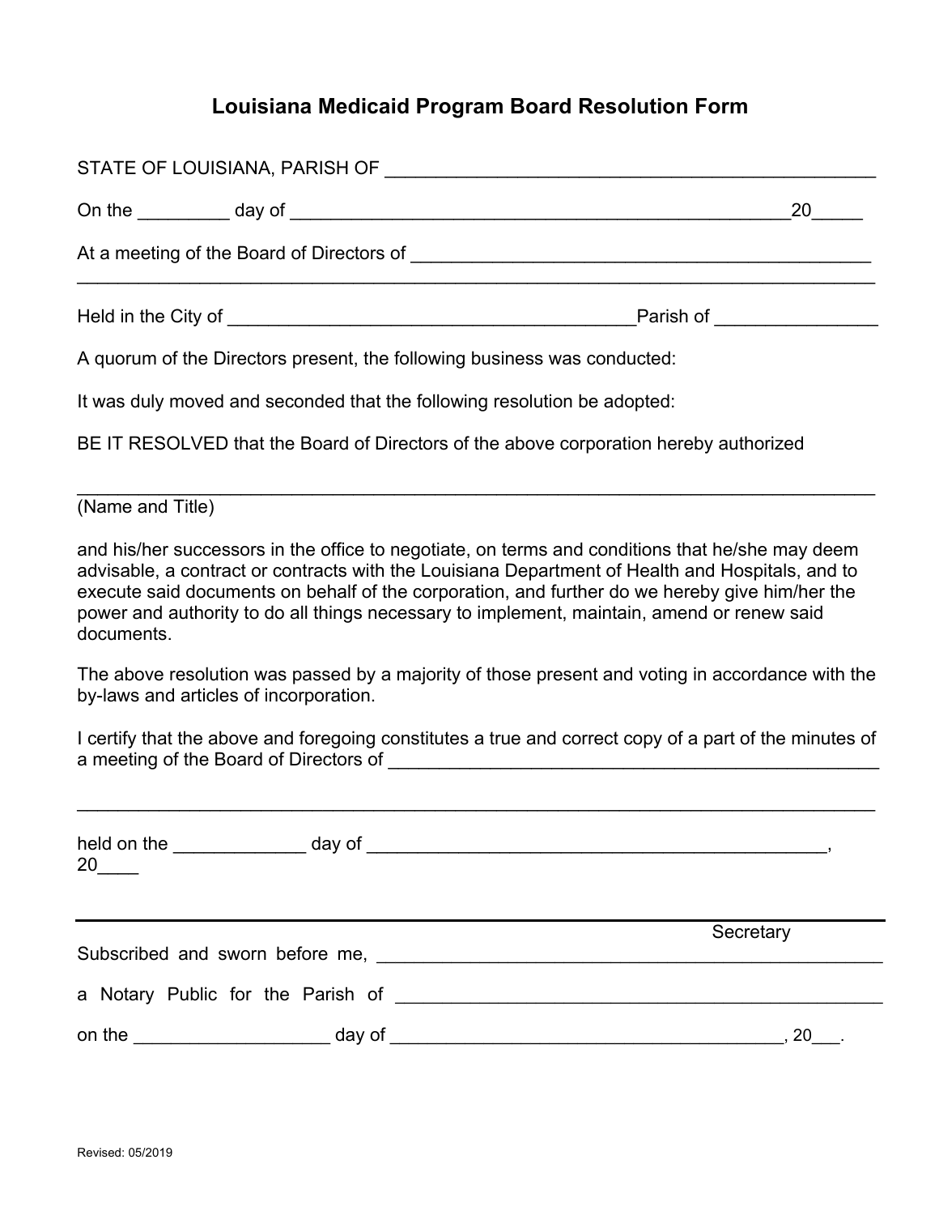# Louisiana Medicaid Program Board Resolution Form

STATE OF LOUISIANA, PARISH OF ________________________________________________

On the _________ day of ___________________________________________________20_____

At a meeting of the Board of Directors of ______________________________________________
_____________________________________________________________________________

Held in the City of ________________________________________Parish of ________________

A quorum of the Directors present, the following business was conducted:

It was duly moved and seconded that the following resolution be adopted:

BE IT RESOLVED that the Board of Directors of the above corporation hereby authorized

_____________________________________________________________________________
(Name and Title)

and his/her successors in the office to negotiate, on terms and conditions that he/she may deem advisable, a contract or contracts with the Louisiana Department of Health and Hospitals, and to execute said documents on behalf of the corporation, and further do we hereby give him/her the power and authority to do all things necessary to implement, maintain, amend or renew said documents.

The above resolution was passed by a majority of those present and voting in accordance with the by-laws and articles of incorporation.

I certify that the above and foregoing constitutes a true and correct copy of a part of the minutes of a meeting of the Board of Directors of __________________________________________________

_____________________________________________________________________________

held on the _____________ day of _______________________________________________, 20____

_____________________________________________________________________________
Secretary

Subscribed and sworn before me, ___________________________________________________

a Notary Public for the Parish of __________________________________________________

on the ___________________ day of _______________________________________, 20___.

Revised: 05/2019